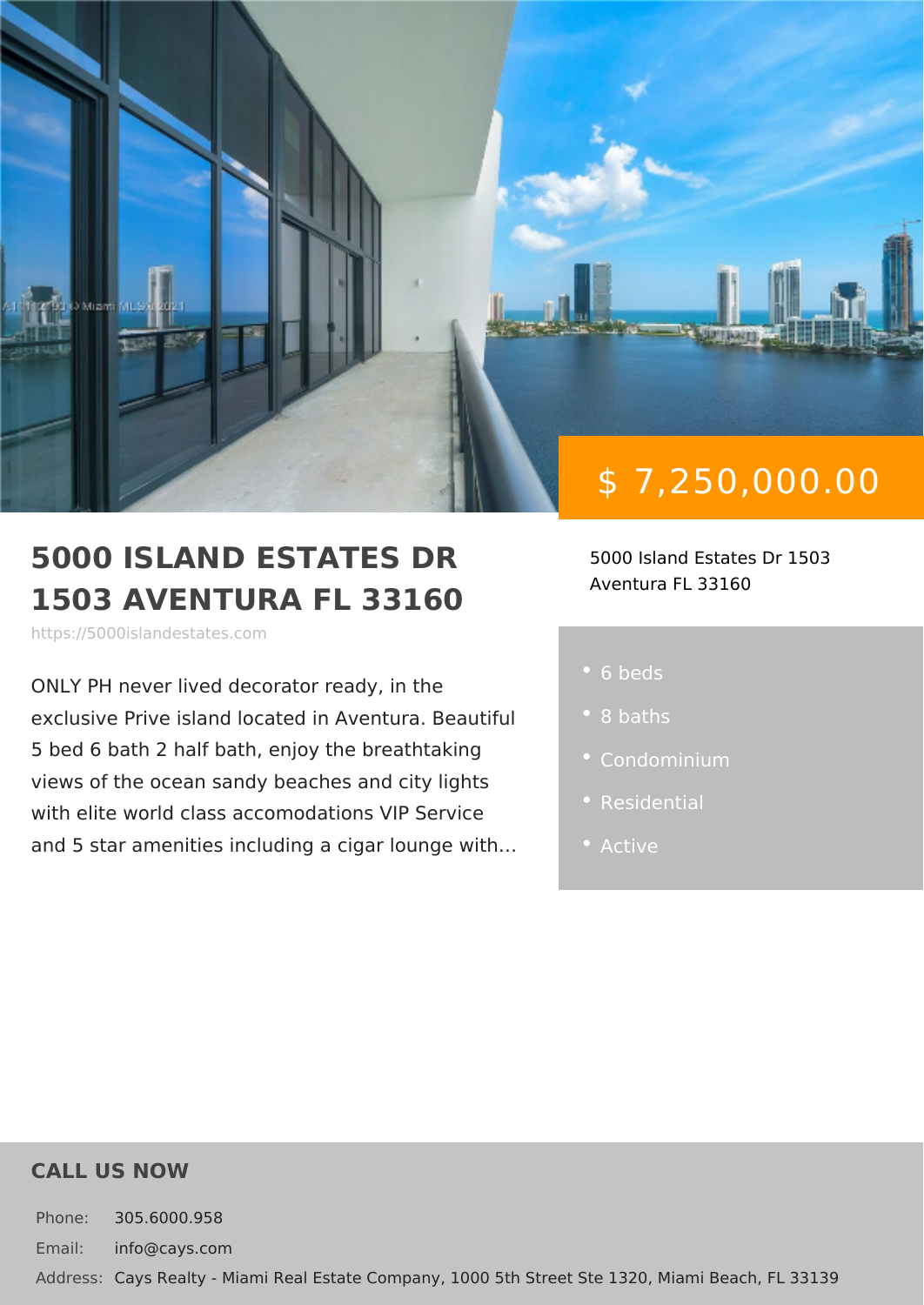$ 7,250,000.00

# 5000 ISLAND ESTATES DR 1503 AVENTURA FL 33160

https://5000islandestates.com

5000 Island Estates Dr 1503
Aventura FL 33160

ONLY PH never lived decorator ready, in the exclusive Prive island located in Aventura. Beautiful 5 bed 6 bath 2 half bath, enjoy the breathtaking views of the ocean sandy beaches and city lights with elite world class accomodations VIP Service and 5 star amenities including a cigar lounge with...

- 6 beds
- 8 baths
- Condominium
- Residential
- Active

## CALL US NOW

Phone: 305.6000.958

Email: info@cays.com

Address: Cays Realty - Miami Real Estate Company, 1000 5th Street Ste 1320, Miami Beach, FL 33139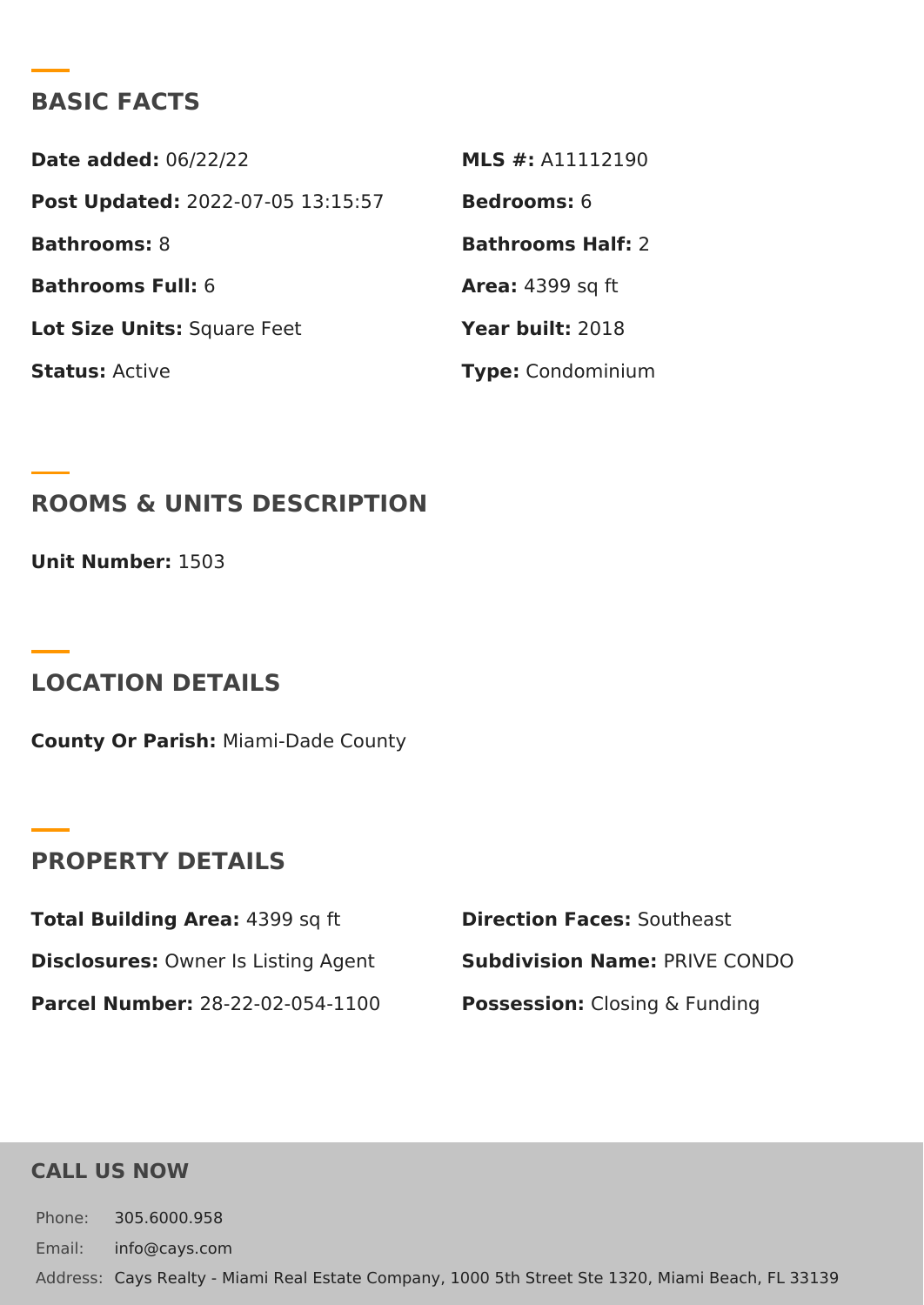## BASIC FACTS

**Date added:** 06/22/22

**MLS #:** A11112190

**Post Updated:** 2022-07-05 13:15:57

**Bedrooms:** 6

**Bathrooms:** 8

**Bathrooms Half:** 2

**Bathrooms Full:** 6

**Area:** 4399 sq ft

**Lot Size Units:** Square Feet

**Year built:** 2018

**Status:** Active

**Type:** Condominium

## ROOMS & UNITS DESCRIPTION

**Unit Number:** 1503

## LOCATION DETAILS

**County Or Parish:** Miami-Dade County

## PROPERTY DETAILS

**Total Building Area:** 4399 sq ft

**Direction Faces:** Southeast

**Disclosures:** Owner Is Listing Agent

**Subdivision Name:** PRIVE CONDO

**Parcel Number:** 28-22-02-054-1100

**Possession:** Closing & Funding

## CALL US NOW

Phone: 305.6000.958

Email: info@cays.com

Address: Cays Realty - Miami Real Estate Company, 1000 5th Street Ste 1320, Miami Beach, FL 33139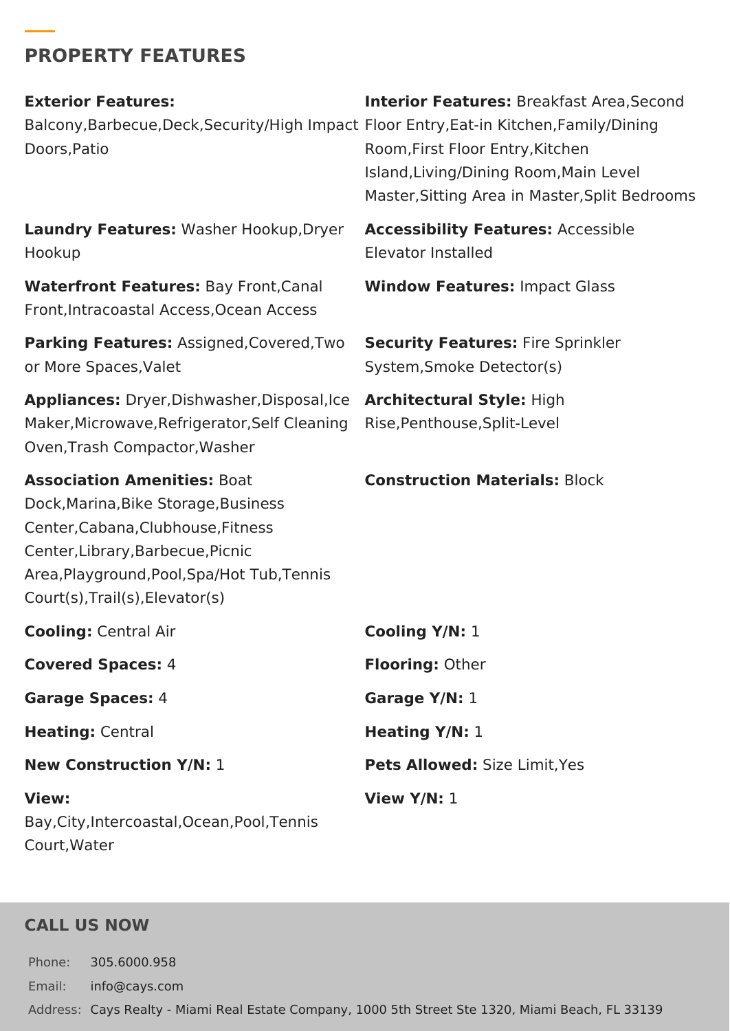## PROPERTY FEATURES

**Exterior Features:** Balcony,Barbecue,Deck,Security/High Impact Doors,Patio

**Interior Features:** Breakfast Area,Second Floor Entry,Eat-in Kitchen,Family/Dining Room,First Floor Entry,Kitchen Island,Living/Dining Room,Main Level Master,Sitting Area in Master,Split Bedrooms

**Laundry Features:** Washer Hookup,Dryer Hookup

**Accessibility Features:** Accessible Elevator Installed

**Waterfront Features:** Bay Front,Canal Front,Intracoastal Access,Ocean Access

**Window Features:** Impact Glass

**Parking Features:** Assigned,Covered,Two or More Spaces,Valet

**Security Features:** Fire Sprinkler System,Smoke Detector(s)

**Appliances:** Dryer,Dishwasher,Disposal,Ice Maker,Microwave,Refrigerator,Self Cleaning Oven,Trash Compactor,Washer

**Architectural Style:** High Rise,Penthouse,Split-Level

**Association Amenities:** Boat Dock,Marina,Bike Storage,Business Center,Cabana,Clubhouse,Fitness Center,Library,Barbecue,Picnic Area,Playground,Pool,Spa/Hot Tub,Tennis Court(s),Trail(s),Elevator(s)

**Construction Materials:** Block

**Cooling:** Central Air

**Cooling Y/N:** 1

**Covered Spaces:** 4

**Flooring:** Other

**Garage Spaces:** 4

**Garage Y/N:** 1

**Heating:** Central

**Heating Y/N:** 1

**New Construction Y/N:** 1

**Pets Allowed:** Size Limit,Yes

**View:** Bay,City,Intercoastal,Ocean,Pool,Tennis Court,Water

**View Y/N:** 1

## CALL US NOW

Phone: 305.6000.958

Email: info@cays.com

Address: Cays Realty - Miami Real Estate Company, 1000 5th Street Ste 1320, Miami Beach, FL 33139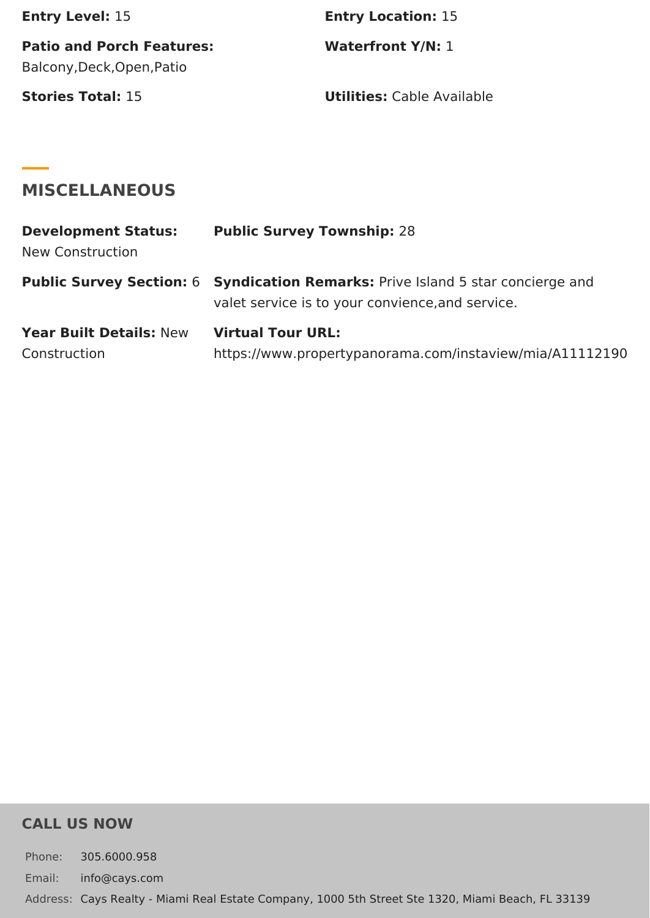**Entry Level:** 15

**Entry Location:** 15

**Patio and Porch Features:** Balcony,Deck,Open,Patio

**Waterfront Y/N:** 1

**Stories Total:** 15

**Utilities:** Cable Available

## MISCELLANEOUS

**Development Status:** New Construction

**Public Survey Township:** 28

**Public Survey Section:** 6

**Syndication Remarks:** Prive Island 5 star concierge and valet service is to your convience,and service.

**Year Built Details:** New Construction

**Virtual Tour URL:** https://www.propertypanorama.com/instaview/mia/A11112190

## CALL US NOW

Phone: 305.6000.958

Email: info@cays.com

Address: Cays Realty - Miami Real Estate Company, 1000 5th Street Ste 1320, Miami Beach, FL 33139